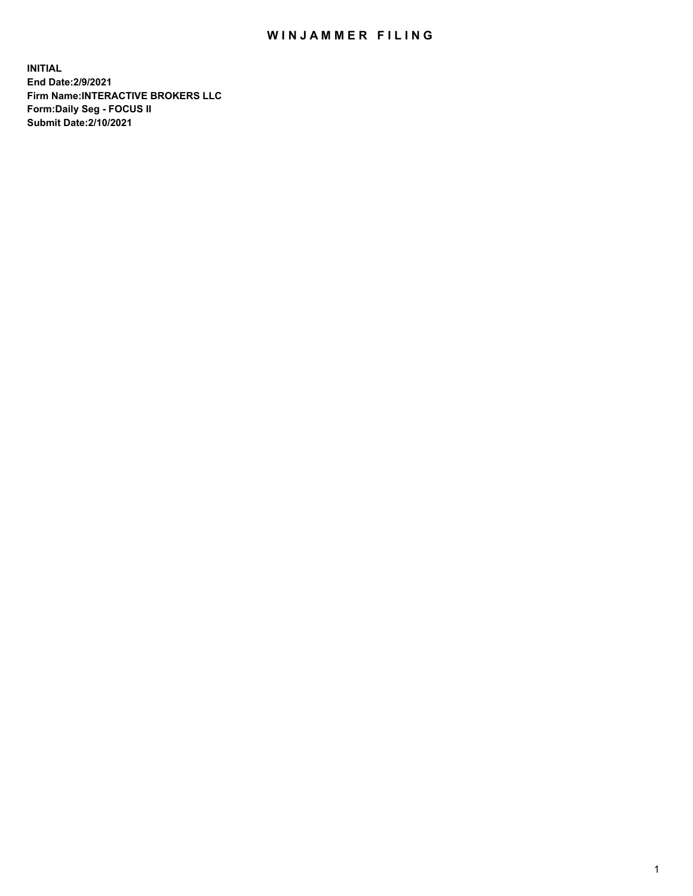# WINJAMMER FILING

**INITIAL**
**End Date:2/9/2021**
**Firm Name:INTERACTIVE BROKERS LLC**
**Form:Daily Seg - FOCUS II**
**Submit Date:2/10/2021**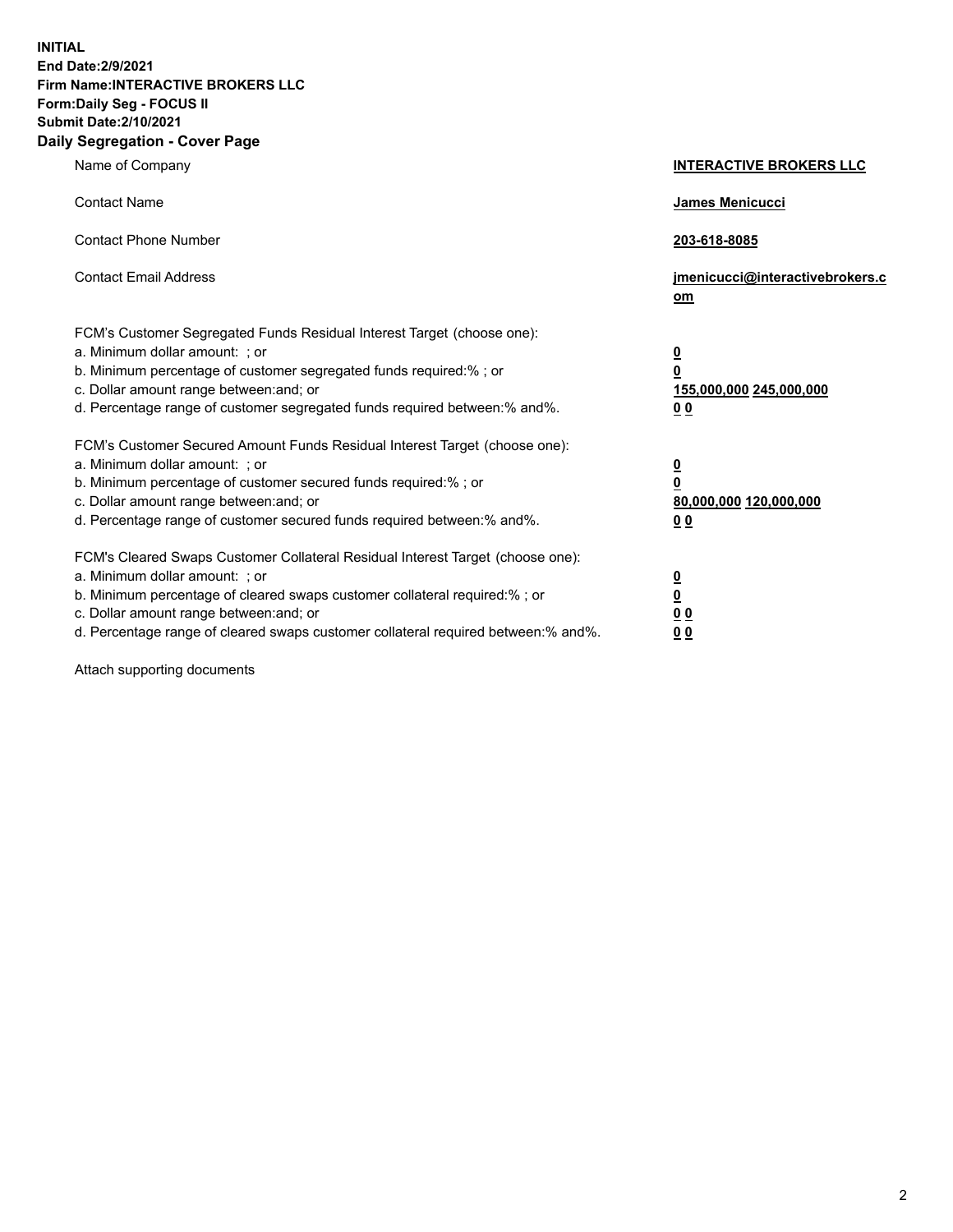**INITIAL**
**End Date:2/9/2021**
**Firm Name:INTERACTIVE BROKERS LLC**
**Form:Daily Seg - FOCUS II**
**Submit Date:2/10/2021**

## Daily Segregation - Cover Page

| | |
|---|---|
| Name of Company | **INTERACTIVE BROKERS LLC** |
| Contact Name | **James Menicucci** |
| Contact Phone Number | **203-618-8085** |
| Contact Email Address | **jmenicucci@interactivebrokers.com** |

| | |
|---|---|
| FCM's Customer Segregated Funds Residual Interest Target (choose one): | |
| a. Minimum dollar amount: ; or | **0** |
| b. Minimum percentage of customer segregated funds required:% ; or | **0** |
| c. Dollar amount range between:and; or | **155,000,000** **245,000,000** |
| d. Percentage range of customer segregated funds required between:% and%. | **0** **0** |
| FCM's Customer Secured Amount Funds Residual Interest Target (choose one): | |
| a. Minimum dollar amount: ; or | **0** |
| b. Minimum percentage of customer secured funds required:% ; or | **0** |
| c. Dollar amount range between:and; or | **80,000,000** **120,000,000** |
| d. Percentage range of customer secured funds required between:% and%. | **0** **0** |
| FCM's Cleared Swaps Customer Collateral Residual Interest Target (choose one): | |
| a. Minimum dollar amount: ; or | **0** |
| b. Minimum percentage of cleared swaps customer collateral required:% ; or | **0** |
| c. Dollar amount range between:and; or | **0** **0** |
| d. Percentage range of cleared swaps customer collateral required between:% and%. | **0** **0** |

Attach supporting documents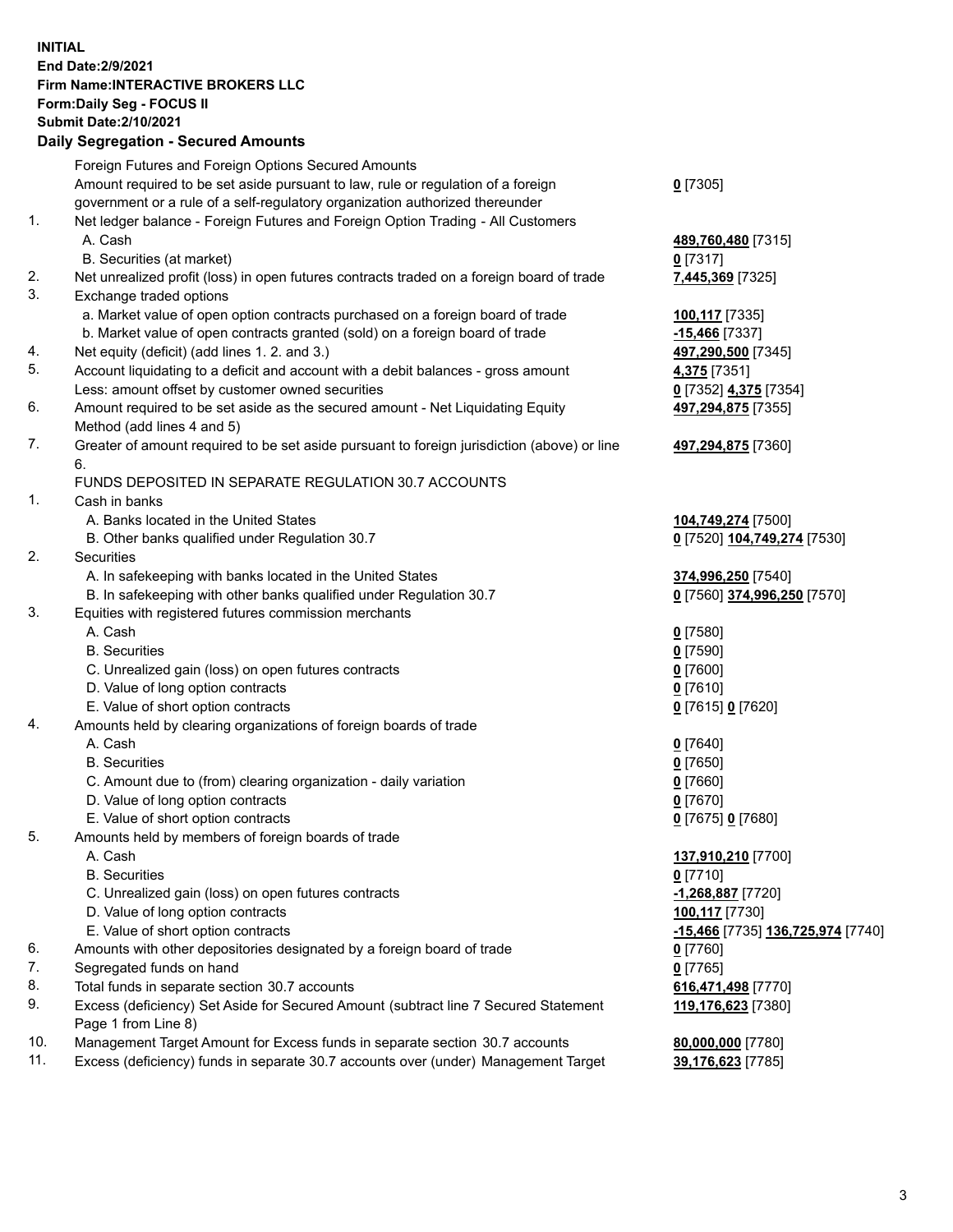**INITIAL**
**End Date:2/9/2021**
**Firm Name:INTERACTIVE BROKERS LLC**
**Form:Daily Seg - FOCUS II**
**Submit Date:2/10/2021**

## Daily Segregation - Secured Amounts

| | | |
|---|---|---|
| | Foreign Futures and Foreign Options Secured Amounts | |
| | Amount required to be set aside pursuant to law, rule or regulation of a foreign government or a rule of a self-regulatory organization authorized thereunder | **0** [7305] |
| 1. | Net ledger balance - Foreign Futures and Foreign Option Trading - All Customers | |
| | A. Cash | **489,760,480** [7315] |
| | B. Securities (at market) | **0** [7317] |
| 2. | Net unrealized profit (loss) in open futures contracts traded on a foreign board of trade | **7,445,369** [7325] |
| 3. | Exchange traded options | |
| | a. Market value of open option contracts purchased on a foreign board of trade | **100,117** [7335] |
| | b. Market value of open contracts granted (sold) on a foreign board of trade | **-15,466** [7337] |
| 4. | Net equity (deficit) (add lines 1. 2. and 3.) | **497,290,500** [7345] |
| 5. | Account liquidating to a deficit and account with a debit balances - gross amount | **4,375** [7351] |
| | Less: amount offset by customer owned securities | **0** [7352] **4,375** [7354] |
| 6. | Amount required to be set aside as the secured amount - Net Liquidating Equity Method (add lines 4 and 5) | **497,294,875** [7355] |
| 7. | Greater of amount required to be set aside pursuant to foreign jurisdiction (above) or line 6. | **497,294,875** [7360] |
| | FUNDS DEPOSITED IN SEPARATE REGULATION 30.7 ACCOUNTS | |
| 1. | Cash in banks | |
| | A. Banks located in the United States | **104,749,274** [7500] |
| | B. Other banks qualified under Regulation 30.7 | **0** [7520] **104,749,274** [7530] |
| 2. | Securities | |
| | A. In safekeeping with banks located in the United States | **374,996,250** [7540] |
| | B. In safekeeping with other banks qualified under Regulation 30.7 | **0** [7560] **374,996,250** [7570] |
| 3. | Equities with registered futures commission merchants | |
| | A. Cash | **0** [7580] |
| | B. Securities | **0** [7590] |
| | C. Unrealized gain (loss) on open futures contracts | **0** [7600] |
| | D. Value of long option contracts | **0** [7610] |
| | E. Value of short option contracts | **0** [7615] **0** [7620] |
| 4. | Amounts held by clearing organizations of foreign boards of trade | |
| | A. Cash | **0** [7640] |
| | B. Securities | **0** [7650] |
| | C. Amount due to (from) clearing organization - daily variation | **0** [7660] |
| | D. Value of long option contracts | **0** [7670] |
| | E. Value of short option contracts | **0** [7675] **0** [7680] |
| 5. | Amounts held by members of foreign boards of trade | |
| | A. Cash | **137,910,210** [7700] |
| | B. Securities | **0** [7710] |
| | C. Unrealized gain (loss) on open futures contracts | **-1,268,887** [7720] |
| | D. Value of long option contracts | **100,117** [7730] |
| | E. Value of short option contracts | **-15,466** [7735] **136,725,974** [7740] |
| 6. | Amounts with other depositories designated by a foreign board of trade | **0** [7760] |
| 7. | Segregated funds on hand | **0** [7765] |
| 8. | Total funds in separate section 30.7 accounts | **616,471,498** [7770] |
| 9. | Excess (deficiency) Set Aside for Secured Amount (subtract line 7 Secured Statement Page 1 from Line 8) | **119,176,623** [7380] |
| 10. | Management Target Amount for Excess funds in separate section 30.7 accounts | **80,000,000** [7780] |
| 11. | Excess (deficiency) funds in separate 30.7 accounts over (under) Management Target | **39,176,623** [7785] |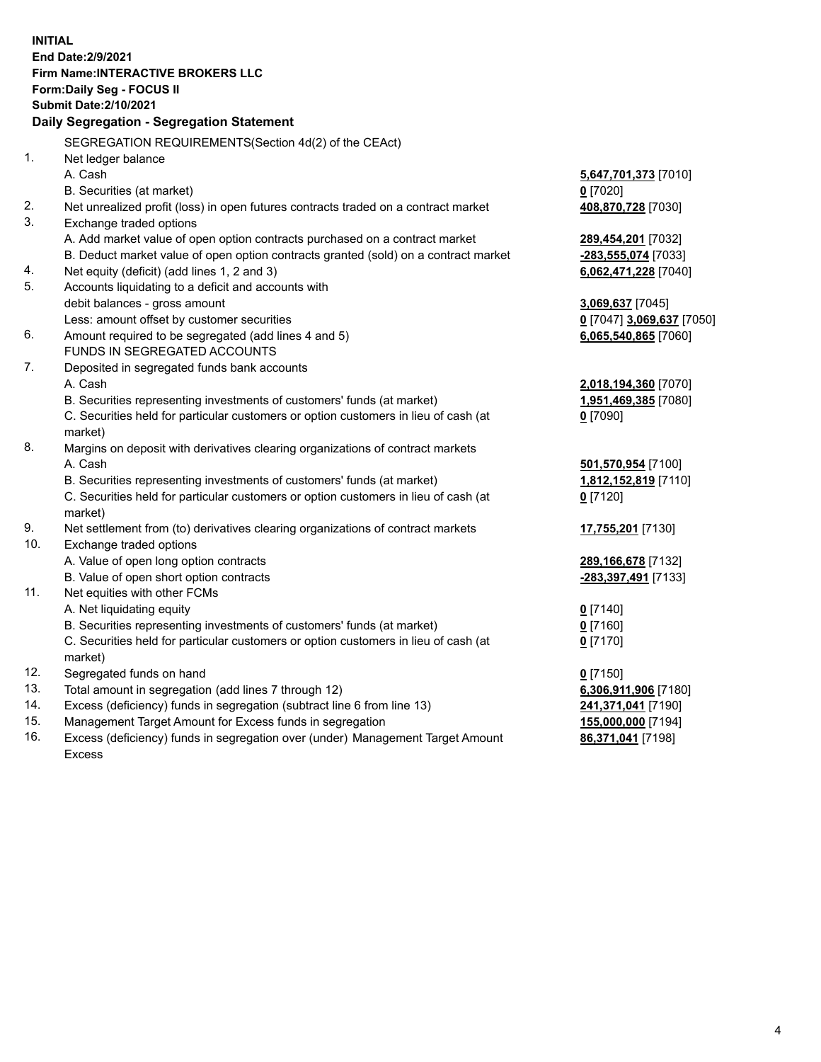**INITIAL**
**End Date:2/9/2021**
**Firm Name:INTERACTIVE BROKERS LLC**
**Form:Daily Seg - FOCUS II**
**Submit Date:2/10/2021**

## Daily Segregation - Segregation Statement

SEGREGATION REQUIREMENTS(Section 4d(2) of the CEAct)

| | | |
|---|---|---|
| 1. | Net ledger balance | |
| | A. Cash | **5,647,701,373** [7010] |
| | B. Securities (at market) | **0** [7020] |
| 2. | Net unrealized profit (loss) in open futures contracts traded on a contract market | **408,870,728** [7030] |
| 3. | Exchange traded options | |
| | A. Add market value of open option contracts purchased on a contract market | **289,454,201** [7032] |
| | B. Deduct market value of open option contracts granted (sold) on a contract market | **-283,555,074** [7033] |
| 4. | Net equity (deficit) (add lines 1, 2 and 3) | **6,062,471,228** [7040] |
| 5. | Accounts liquidating to a deficit and accounts with debit balances - gross amount | **3,069,637** [7045] |
| | Less: amount offset by customer securities | **0** [7047] **3,069,637** [7050] |
| 6. | Amount required to be segregated (add lines 4 and 5) | **6,065,540,865** [7060] |
| | FUNDS IN SEGREGATED ACCOUNTS | |
| 7. | Deposited in segregated funds bank accounts | |
| | A. Cash | **2,018,194,360** [7070] |
| | B. Securities representing investments of customers' funds (at market) | **1,951,469,385** [7080] |
| | C. Securities held for particular customers or option customers in lieu of cash (at market) | **0** [7090] |
| 8. | Margins on deposit with derivatives clearing organizations of contract markets | |
| | A. Cash | **501,570,954** [7100] |
| | B. Securities representing investments of customers' funds (at market) | **1,812,152,819** [7110] |
| | C. Securities held for particular customers or option customers in lieu of cash (at market) | **0** [7120] |
| 9. | Net settlement from (to) derivatives clearing organizations of contract markets | **17,755,201** [7130] |
| 10. | Exchange traded options | |
| | A. Value of open long option contracts | **289,166,678** [7132] |
| | B. Value of open short option contracts | **-283,397,491** [7133] |
| 11. | Net equities with other FCMs | |
| | A. Net liquidating equity | **0** [7140] |
| | B. Securities representing investments of customers' funds (at market) | **0** [7160] |
| | C. Securities held for particular customers or option customers in lieu of cash (at market) | **0** [7170] |
| 12. | Segregated funds on hand | **0** [7150] |
| 13. | Total amount in segregation (add lines 7 through 12) | **6,306,911,906** [7180] |
| 14. | Excess (deficiency) funds in segregation (subtract line 6 from line 13) | **241,371,041** [7190] |
| 15. | Management Target Amount for Excess funds in segregation | **155,000,000** [7194] |
| 16. | Excess (deficiency) funds in segregation over (under) Management Target Amount Excess | **86,371,041** [7198] |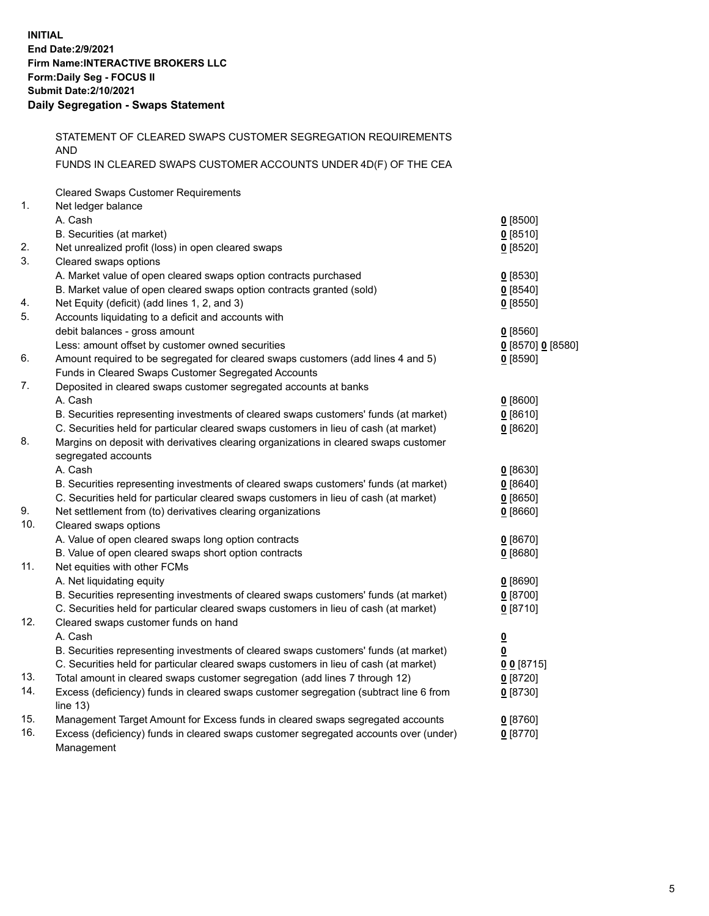**INITIAL**
**End Date:2/9/2021**
**Firm Name:INTERACTIVE BROKERS LLC**
**Form:Daily Seg - FOCUS II**
**Submit Date:2/10/2021**
**Daily Segregation - Swaps Statement**

STATEMENT OF CLEARED SWAPS CUSTOMER SEGREGATION REQUIREMENTS AND FUNDS IN CLEARED SWAPS CUSTOMER ACCOUNTS UNDER 4D(F) OF THE CEA

| | | |
|---|---|---|
| | Cleared Swaps Customer Requirements | |
| 1. | Net ledger balance | |
| | A. Cash | 0 [8500] |
| | B. Securities (at market) | 0 [8510] |
| 2. | Net unrealized profit (loss) in open cleared swaps | 0 [8520] |
| 3. | Cleared swaps options | |
| | A. Market value of open cleared swaps option contracts purchased | 0 [8530] |
| | B. Market value of open cleared swaps option contracts granted (sold) | 0 [8540] |
| 4. | Net Equity (deficit) (add lines 1, 2, and 3) | 0 [8550] |
| 5. | Accounts liquidating to a deficit and accounts with | |
| | debit balances - gross amount | 0 [8560] |
| | Less: amount offset by customer owned securities | 0 [8570] 0 [8580] |
| 6. | Amount required to be segregated for cleared swaps customers (add lines 4 and 5) | 0 [8590] |
| | Funds in Cleared Swaps Customer Segregated Accounts | |
| 7. | Deposited in cleared swaps customer segregated accounts at banks | |
| | A. Cash | 0 [8600] |
| | B. Securities representing investments of cleared swaps customers' funds (at market) | 0 [8610] |
| | C. Securities held for particular cleared swaps customers in lieu of cash (at market) | 0 [8620] |
| 8. | Margins on deposit with derivatives clearing organizations in cleared swaps customer segregated accounts | |
| | A. Cash | 0 [8630] |
| | B. Securities representing investments of cleared swaps customers' funds (at market) | 0 [8640] |
| | C. Securities held for particular cleared swaps customers in lieu of cash (at market) | 0 [8650] |
| 9. | Net settlement from (to) derivatives clearing organizations | 0 [8660] |
| 10. | Cleared swaps options | |
| | A. Value of open cleared swaps long option contracts | 0 [8670] |
| | B. Value of open cleared swaps short option contracts | 0 [8680] |
| 11. | Net equities with other FCMs | |
| | A. Net liquidating equity | 0 [8690] |
| | B. Securities representing investments of cleared swaps customers' funds (at market) | 0 [8700] |
| | C. Securities held for particular cleared swaps customers in lieu of cash (at market) | 0 [8710] |
| 12. | Cleared swaps customer funds on hand | |
| | A. Cash | 0 |
| | B. Securities representing investments of cleared swaps customers' funds (at market) | 0 |
| | C. Securities held for particular cleared swaps customers in lieu of cash (at market) | 0 0 [8715] |
| 13. | Total amount in cleared swaps customer segregation (add lines 7 through 12) | 0 [8720] |
| 14. | Excess (deficiency) funds in cleared swaps customer segregation (subtract line 6 from line 13) | 0 [8730] |
| 15. | Management Target Amount for Excess funds in cleared swaps segregated accounts | 0 [8760] |
| 16. | Excess (deficiency) funds in cleared swaps customer segregated accounts over (under) Management | 0 [8770] |